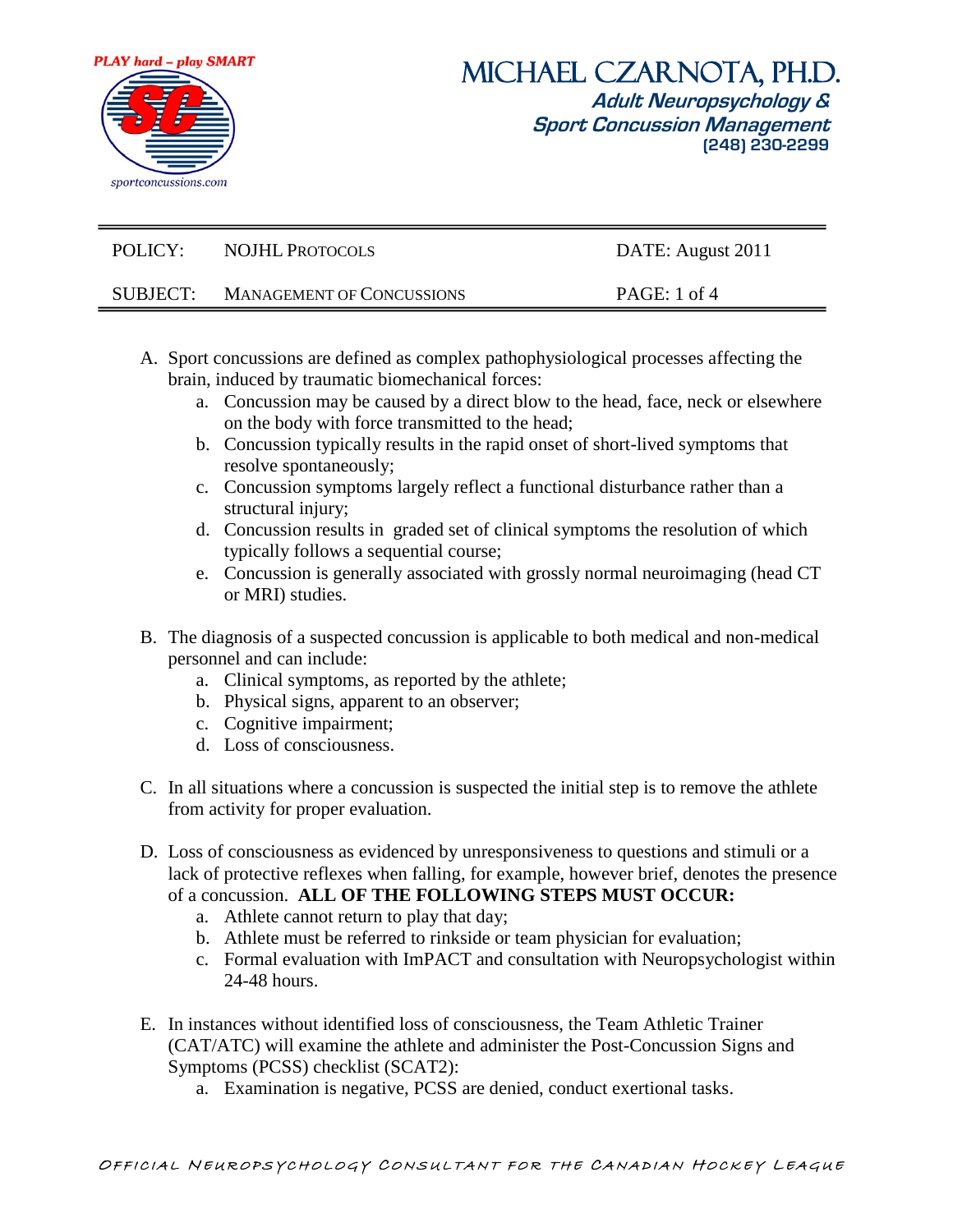PLAY hard – play SMART

sportconcussions.com

# MICHAEL CZARNOTA, PH.D.

**Adult Neuropsychology & Sport Concussion Management**
**(248) 230-2299**

| POLICY: | NOJHL PROTOCOLS | DATE: August 2011 |
| --- | --- | --- |
| SUBJECT: | MANAGEMENT OF CONCUSSIONS | PAGE: 1 of 4 |

A. Sport concussions are defined as complex pathophysiological processes affecting the brain, induced by traumatic biomechanical forces:
   a. Concussion may be caused by a direct blow to the head, face, neck or elsewhere on the body with force transmitted to the head;
   b. Concussion typically results in the rapid onset of short-lived symptoms that resolve spontaneously;
   c. Concussion symptoms largely reflect a functional disturbance rather than a structural injury;
   d. Concussion results in graded set of clinical symptoms the resolution of which typically follows a sequential course;
   e. Concussion is generally associated with grossly normal neuroimaging (head CT or MRI) studies.

B. The diagnosis of a suspected concussion is applicable to both medical and non-medical personnel and can include:
   a. Clinical symptoms, as reported by the athlete;
   b. Physical signs, apparent to an observer;
   c. Cognitive impairment;
   d. Loss of consciousness.

C. In all situations where a concussion is suspected the initial step is to remove the athlete from activity for proper evaluation.

D. Loss of consciousness as evidenced by unresponsiveness to questions and stimuli or a lack of protective reflexes when falling, for example, however brief, denotes the presence of a concussion. **ALL OF THE FOLLOWING STEPS MUST OCCUR:**
   a. Athlete cannot return to play that day;
   b. Athlete must be referred to rinkside or team physician for evaluation;
   c. Formal evaluation with ImPACT and consultation with Neuropsychologist within 24-48 hours.

E. In instances without identified loss of consciousness, the Team Athletic Trainer (CAT/ATC) will examine the athlete and administer the Post-Concussion Signs and Symptoms (PCSS) checklist (SCAT2):
   a. Examination is negative, PCSS are denied, conduct exertional tasks.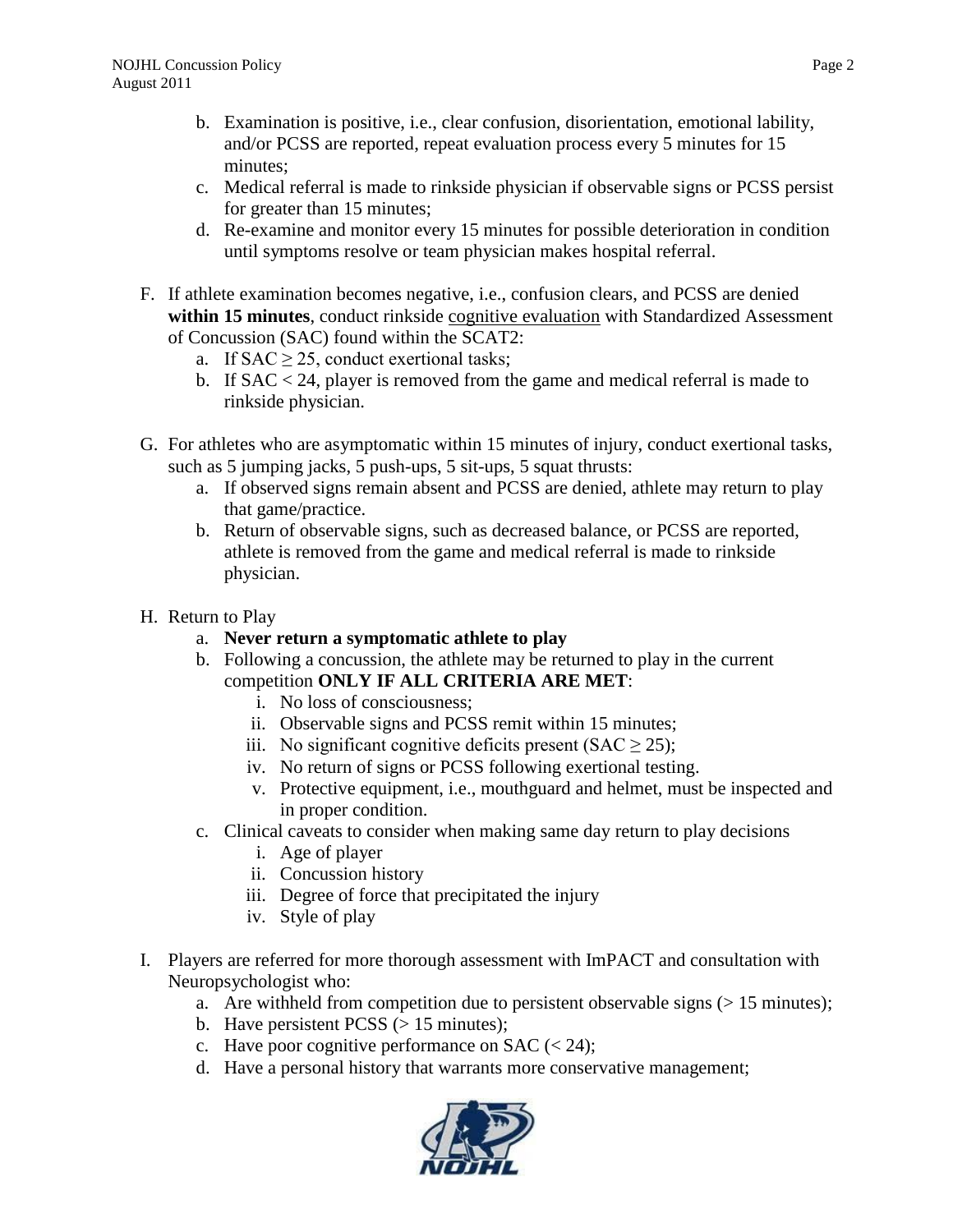b. Examination is positive, i.e., clear confusion, disorientation, emotional lability, and/or PCSS are reported, repeat evaluation process every 5 minutes for 15 minutes;
c. Medical referral is made to rinkside physician if observable signs or PCSS persist for greater than 15 minutes;
d. Re-examine and monitor every 15 minutes for possible deterioration in condition until symptoms resolve or team physician makes hospital referral.

F. If athlete examination becomes negative, i.e., confusion clears, and PCSS are denied **within 15 minutes**, conduct rinkside cognitive evaluation with Standardized Assessment of Concussion (SAC) found within the SCAT2:
   a. If SAC $\geq 25$, conduct exertional tasks;
   b. If SAC $< 24$, player is removed from the game and medical referral is made to rinkside physician.

G. For athletes who are asymptomatic within 15 minutes of injury, conduct exertional tasks, such as 5 jumping jacks, 5 push-ups, 5 sit-ups, 5 squat thrusts:
   a. If observed signs remain absent and PCSS are denied, athlete may return to play that game/practice.
   b. Return of observable signs, such as decreased balance, or PCSS are reported, athlete is removed from the game and medical referral is made to rinkside physician.

H. Return to Play
   a. **Never return a symptomatic athlete to play**
   b. Following a concussion, the athlete may be returned to play in the current competition **ONLY IF ALL CRITERIA ARE MET**:
      i. No loss of consciousness;
      ii. Observable signs and PCSS remit within 15 minutes;
      iii. No significant cognitive deficits present (SAC $\geq 25$);
      iv. No return of signs or PCSS following exertional testing.
      v. Protective equipment, i.e., mouthguard and helmet, must be inspected and in proper condition.
   c. Clinical caveats to consider when making same day return to play decisions
      i. Age of player
      ii. Concussion history
      iii. Degree of force that precipitated the injury
      iv. Style of play

I. Players are referred for more thorough assessment with ImPACT and consultation with Neuropsychologist who:
   a. Are withheld from competition due to persistent observable signs ($> 15$ minutes);
   b. Have persistent PCSS ($> 15$ minutes);
   c. Have poor cognitive performance on SAC ($< 24$);
   d. Have a personal history that warrants more conservative management;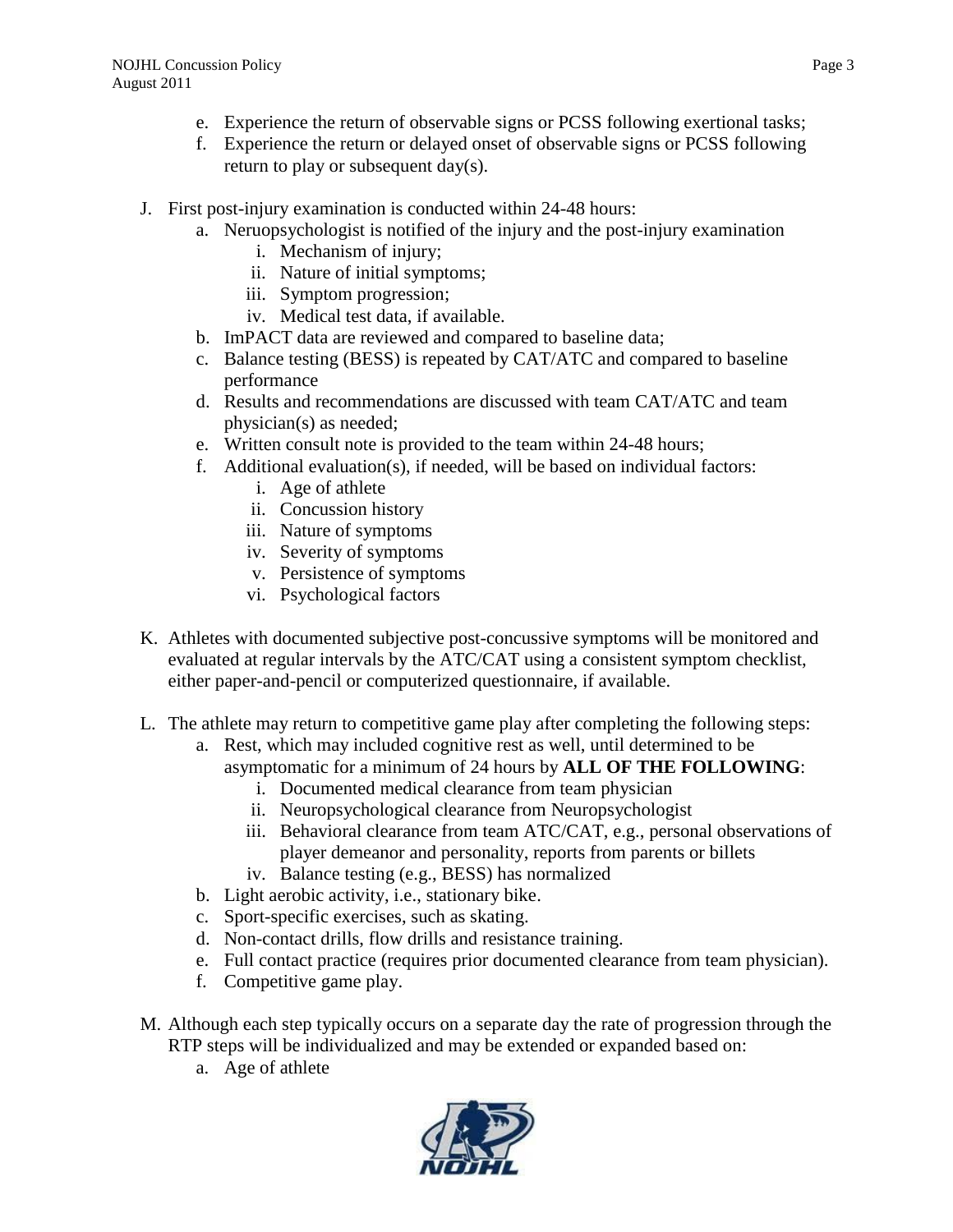e. Experience the return of observable signs or PCSS following exertional tasks;
f. Experience the return or delayed onset of observable signs or PCSS following return to play or subsequent day(s).

J. First post-injury examination is conducted within 24-48 hours:
   a. Neruopsychologist is notified of the injury and the post-injury examination
      i. Mechanism of injury;
      ii. Nature of initial symptoms;
      iii. Symptom progression;
      iv. Medical test data, if available.
   b. ImPACT data are reviewed and compared to baseline data;
   c. Balance testing (BESS) is repeated by CAT/ATC and compared to baseline performance
   d. Results and recommendations are discussed with team CAT/ATC and team physician(s) as needed;
   e. Written consult note is provided to the team within 24-48 hours;
   f. Additional evaluation(s), if needed, will be based on individual factors:
      i. Age of athlete
      ii. Concussion history
      iii. Nature of symptoms
      iv. Severity of symptoms
      v. Persistence of symptoms
      vi. Psychological factors

K. Athletes with documented subjective post-concussive symptoms will be monitored and evaluated at regular intervals by the ATC/CAT using a consistent symptom checklist, either paper-and-pencil or computerized questionnaire, if available.

L. The athlete may return to competitive game play after completing the following steps:
   a. Rest, which may included cognitive rest as well, until determined to be asymptomatic for a minimum of 24 hours by **ALL OF THE FOLLOWING**:
      i. Documented medical clearance from team physician
      ii. Neuropsychological clearance from Neuropsychologist
      iii. Behavioral clearance from team ATC/CAT, e.g., personal observations of player demeanor and personality, reports from parents or billets
      iv. Balance testing (e.g., BESS) has normalized
   b. Light aerobic activity, i.e., stationary bike.
   c. Sport-specific exercises, such as skating.
   d. Non-contact drills, flow drills and resistance training.
   e. Full contact practice (requires prior documented clearance from team physician).
   f. Competitive game play.

M. Although each step typically occurs on a separate day the rate of progression through the RTP steps will be individualized and may be extended or expanded based on:
   a. Age of athlete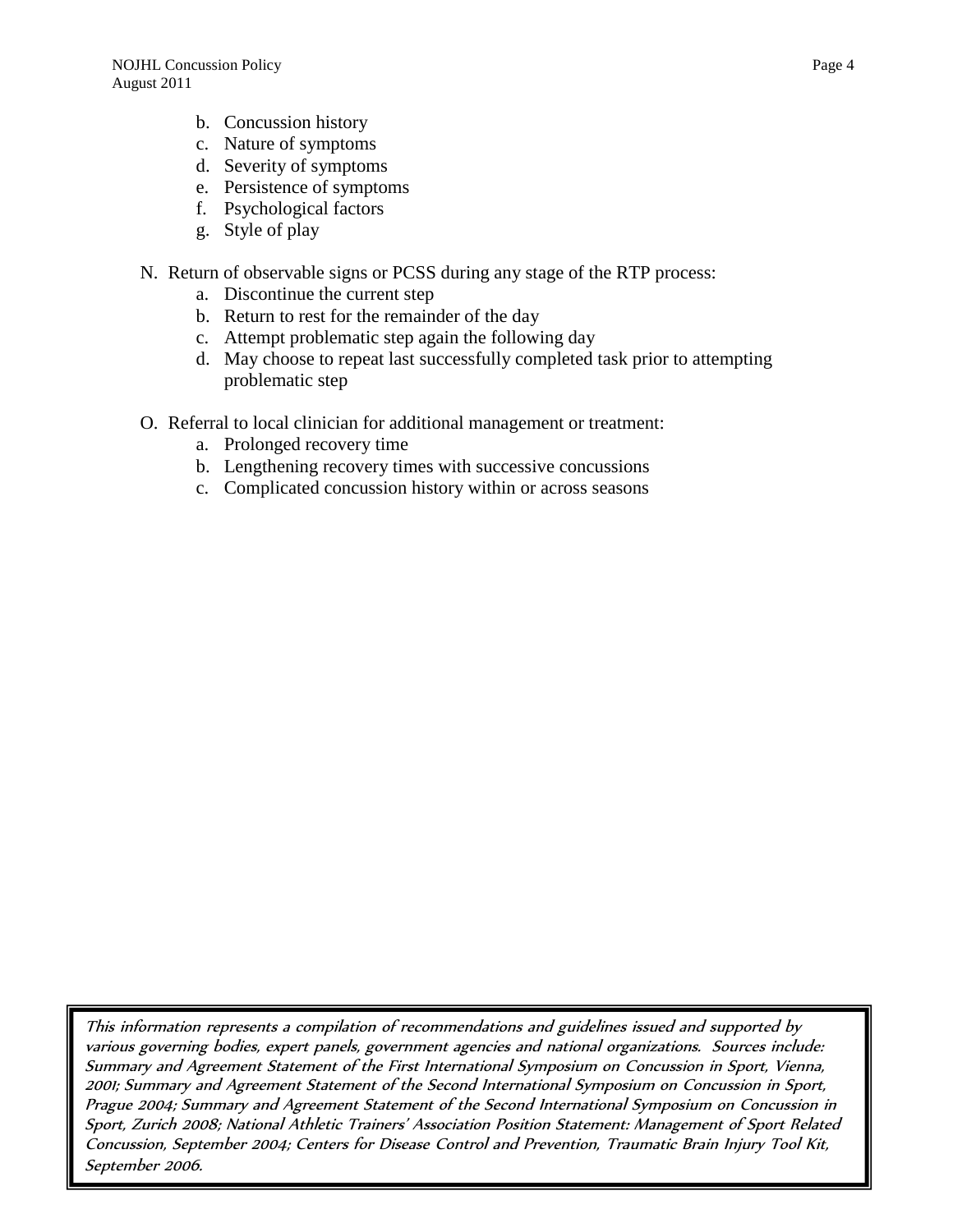b. Concussion history
c. Nature of symptoms
d. Severity of symptoms
e. Persistence of symptoms
f. Psychological factors
g. Style of play

N. Return of observable signs or PCSS during any stage of the RTP process:
   a. Discontinue the current step
   b. Return to rest for the remainder of the day
   c. Attempt problematic step again the following day
   d. May choose to repeat last successfully completed task prior to attempting problematic step

O. Referral to local clinician for additional management or treatment:
   a. Prolonged recovery time
   b. Lengthening recovery times with successive concussions
   c. Complicated concussion history within or across seasons

*This information represents a compilation of recommendations and guidelines issued and supported by various governing bodies, expert panels, government agencies and national organizations. Sources include: Summary and Agreement Statement of the First International Symposium on Concussion in Sport, Vienna, 2001; Summary and Agreement Statement of the Second International Symposium on Concussion in Sport, Prague 2004; Summary and Agreement Statement of the Second International Symposium on Concussion in Sport, Zurich 2008; National Athletic Trainers' Association Position Statement: Management of Sport Related Concussion, September 2004; Centers for Disease Control and Prevention, Traumatic Brain Injury Tool Kit, September 2006.*